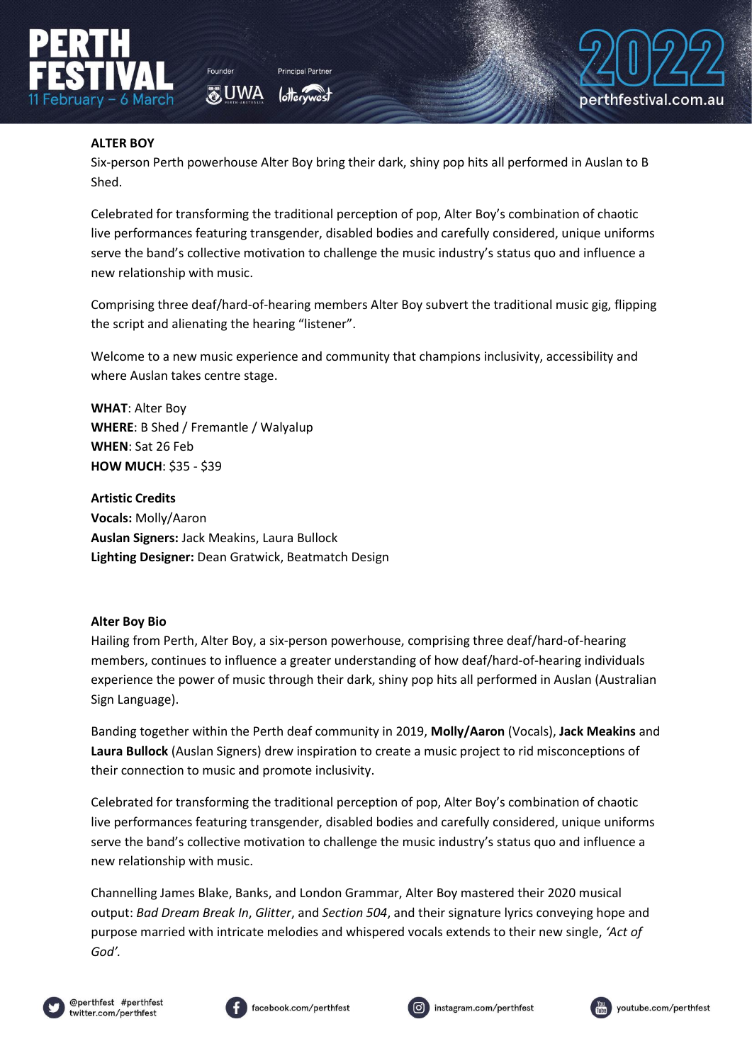# ALTER BOY

Six-person Perth powerhouse Alter Boy bring their dark, shiny pop hits all performed in Auslan to B Shed.

Celebrated for transforming the traditional perception of pop, Alter Boy's combination of chaotic live performances featuring transgender, disabled bodies and carefully considered, unique uniforms serve the band's collective motivation to challenge the music industry's status quo and influence a new relationship with music.

Comprising three deaf/hard-of-hearing members Alter Boy subvert the traditional music gig, flipping the script and alienating the hearing "listener".

Welcome to a new music experience and community that champions inclusivity, accessibility and where Auslan takes centre stage.

**WHAT**: Alter Boy
**WHERE**: B Shed / Fremantle / Walyalup
**WHEN**: Sat 26 Feb
**HOW MUCH**: $35 - $39

**Artistic Credits**
**Vocals:** Molly/Aaron
**Auslan Signers:** Jack Meakins, Laura Bullock
**Lighting Designer:** Dean Gratwick, Beatmatch Design

## Alter Boy Bio

Hailing from Perth, Alter Boy, a six-person powerhouse, comprising three deaf/hard-of-hearing members, continues to influence a greater understanding of how deaf/hard-of-hearing individuals experience the power of music through their dark, shiny pop hits all performed in Auslan (Australian Sign Language).

Banding together within the Perth deaf community in 2019, **Molly/Aaron** (Vocals), **Jack Meakins** and **Laura Bullock** (Auslan Signers) drew inspiration to create a music project to rid misconceptions of their connection to music and promote inclusivity.

Celebrated for transforming the traditional perception of pop, Alter Boy's combination of chaotic live performances featuring transgender, disabled bodies and carefully considered, unique uniforms serve the band's collective motivation to challenge the music industry's status quo and influence a new relationship with music.

Channelling James Blake, Banks, and London Grammar, Alter Boy mastered their 2020 musical output: *Bad Dream Break In*, *Glitter*, and *Section 504*, and their signature lyrics conveying hope and purpose married with intricate melodies and whispered vocals extends to their new single, *'Act of God'.*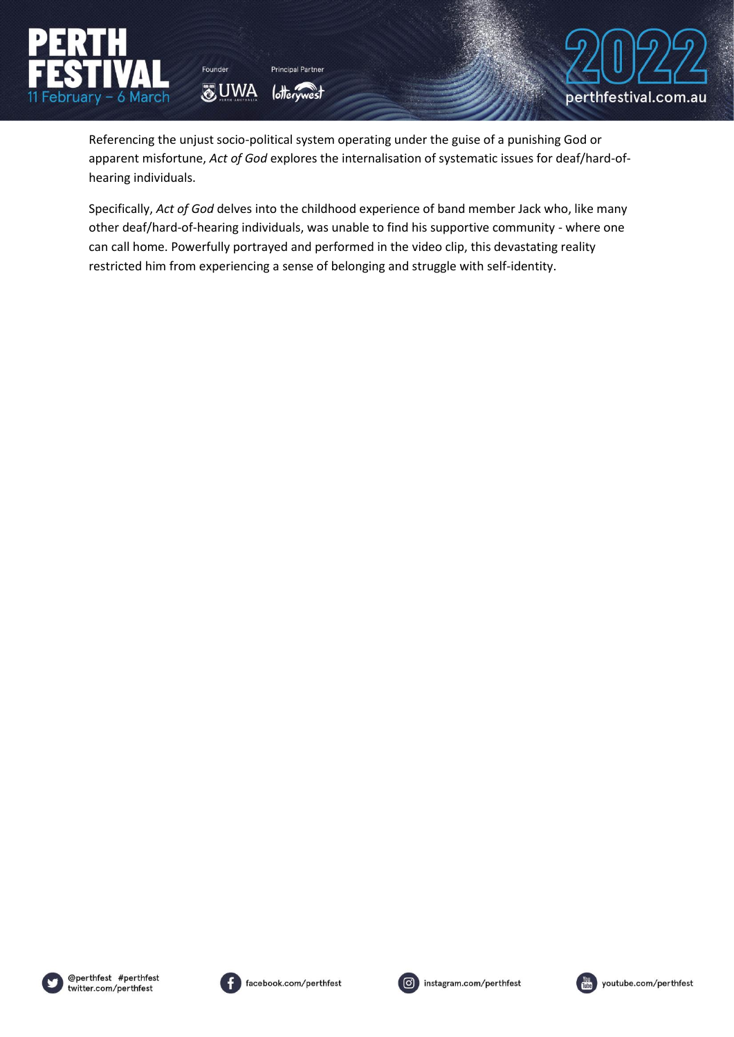Referencing the unjust socio-political system operating under the guise of a punishing God or apparent misfortune, *Act of God* explores the internalisation of systematic issues for deaf/hard-of-hearing individuals.

Specifically, *Act of God* delves into the childhood experience of band member Jack who, like many other deaf/hard-of-hearing individuals, was unable to find his supportive community - where one can call home. Powerfully portrayed and performed in the video clip, this devastating reality restricted him from experiencing a sense of belonging and struggle with self-identity.